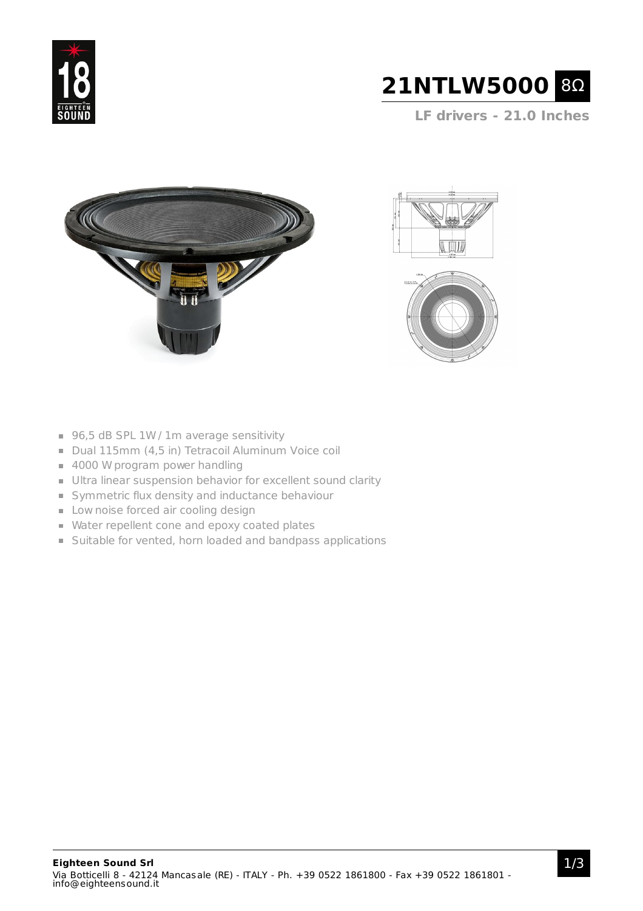# 21NTLW5000 8Ω

## LF drivers - 21.0 Inches

- 96,5 dB SPL 1W / 1m average sensitivity
- Dual 115mm (4,5 in) Tetracoil Aluminum Voice coil
- 4000 W program power handling
- Ultra linear suspension behavior for excellent sound clarity
- Symmetric flux density and inductance behaviour
- Low noise forced air cooling design
- Water repellent cone and epoxy coated plates
- Suitable for vented, horn loaded and bandpass applications

**Eighteen Sound Srl**
Via Botticelli 8 - 42124 Mancasale (RE) - ITALY - Ph. +39 0522 1861800 - Fax +39 0522 1861801 - info@eighteensound.it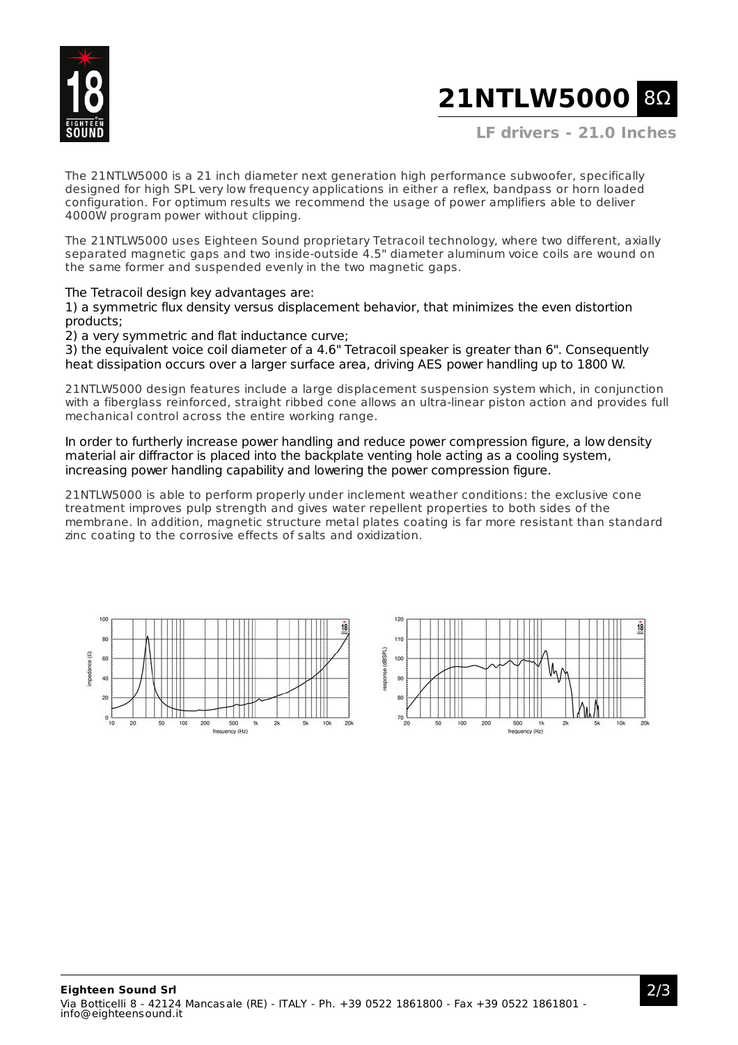# 21NTLW5000 8Ω

## LF drivers - 21.0 Inches

The 21NTLW5000 is a 21 inch diameter next generation high performance subwoofer, specifically designed for high SPL very low frequency applications in either a reflex, bandpass or horn loaded configuration. For optimum results we recommend the usage of power amplifiers able to deliver 4000W program power without clipping.

The 21NTLW5000 uses Eighteen Sound proprietary Tetracoil technology, where two different, axially separated magnetic gaps and two inside-outside 4.5" diameter aluminum voice coils are wound on the same former and suspended evenly in the two magnetic gaps.

The Tetracoil design key advantages are:
1) a symmetric flux density versus displacement behavior, that minimizes the even distortion products;
2) a very symmetric and flat inductance curve;
3) the equivalent voice coil diameter of a 4.6" Tetracoil speaker is greater than 6". Consequently heat dissipation occurs over a larger surface area, driving AES power handling up to 1800 W.

21NTLW5000 design features include a large displacement suspension system which, in conjunction with a fiberglass reinforced, straight ribbed cone allows an ultra-linear piston action and provides full mechanical control across the entire working range.

In order to furtherly increase power handling and reduce power compression figure, a low density material air diffractor is placed into the backplate venting hole acting as a cooling system, increasing power handling capability and lowering the power compression figure.

21NTLW5000 is able to perform properly under inclement weather conditions: the exclusive cone treatment improves pulp strength and gives water repellent properties to both sides of the membrane. In addition, magnetic structure metal plates coating is far more resistant than standard zinc coating to the corrosive effects of salts and oxidization.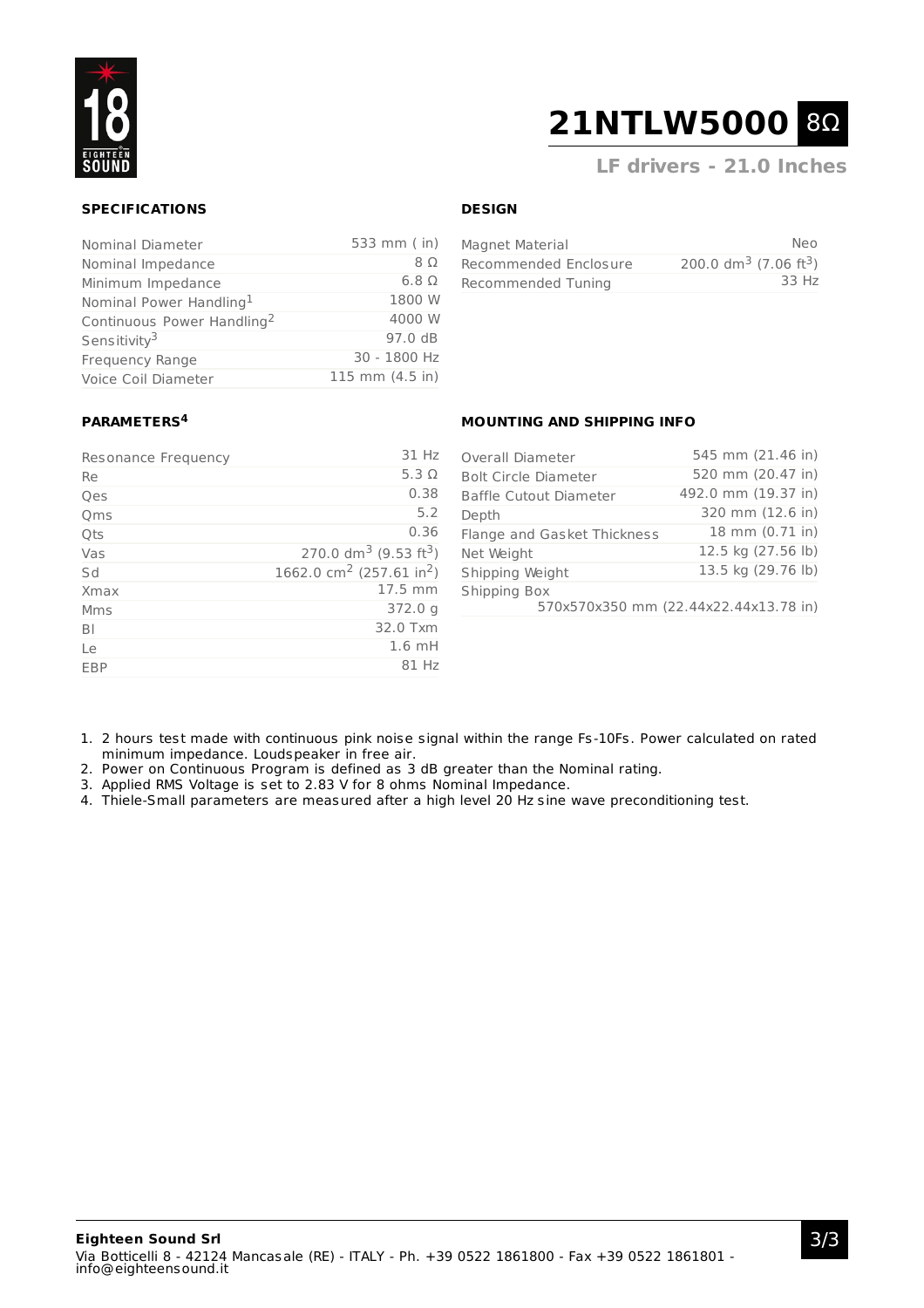# 21NTLW5000 8Ω

## LF drivers - 21.0 Inches

### SPECIFICATIONS

| | |
|---|---|
| Nominal Diameter | 533 mm ( in) |
| Nominal Impedance | 8 Ω |
| Minimum Impedance | 6.8 Ω |
| Nominal Power Handling[1] | 1800 W |
| Continuous Power Handling[2] | 4000 W |
| Sensitivity[3] | 97.0 dB |
| Frequency Range | 30 - 1800 Hz |
| Voice Coil Diameter | 115 mm (4.5 in) |

### DESIGN

| | |
|---|---|
| Magnet Material | Neo |
| Recommended Enclosure | 200.0 $dm^3$ (7.06 $ft^3$) |
| Recommended Tuning | 33 Hz |

### PARAMETERS[4]

| | |
|---|---|
| Resonance Frequency | 31 Hz |
| Re | 5.3 Ω |
| Qes | 0.38 |
| Qms | 5.2 |
| Qts | 0.36 |
| Vas | 270.0 $dm^3$ (9.53 $ft^3$) |
| Sd | 1662.0 $cm^2$ (257.61 $in^2$) |
| Xmax | 17.5 mm |
| Mms | 372.0 g |
| Bl | 32.0 Txm |
| Le | 1.6 mH |
| EBP | 81 Hz |

### MOUNTING AND SHIPPING INFO

| | |
|---|---|
| Overall Diameter | 545 mm (21.46 in) |
| Bolt Circle Diameter | 520 mm (20.47 in) |
| Baffle Cutout Diameter | 492.0 mm (19.37 in) |
| Depth | 320 mm (12.6 in) |
| Flange and Gasket Thickness | 18 mm (0.71 in) |
| Net Weight | 12.5 kg (27.56 lb) |
| Shipping Weight | 13.5 kg (29.76 lb) |
| Shipping Box | 570x570x350 mm (22.44x22.44x13.78 in) |

1. 2 hours test made with continuous pink noise signal within the range Fs-10Fs. Power calculated on rated minimum impedance. Loudspeaker in free air.
2. Power on Continuous Program is defined as 3 dB greater than the Nominal rating.
3. Applied RMS Voltage is set to 2.83 V for 8 ohms Nominal Impedance.
4. Thiele-Small parameters are measured after a high level 20 Hz sine wave preconditioning test.

**Eighteen Sound Srl**
Via Botticelli 8 - 42124 Mancasale (RE) - ITALY - Ph. +39 0522 1861800 - Fax +39 0522 1861801 - info@eighteensound.it